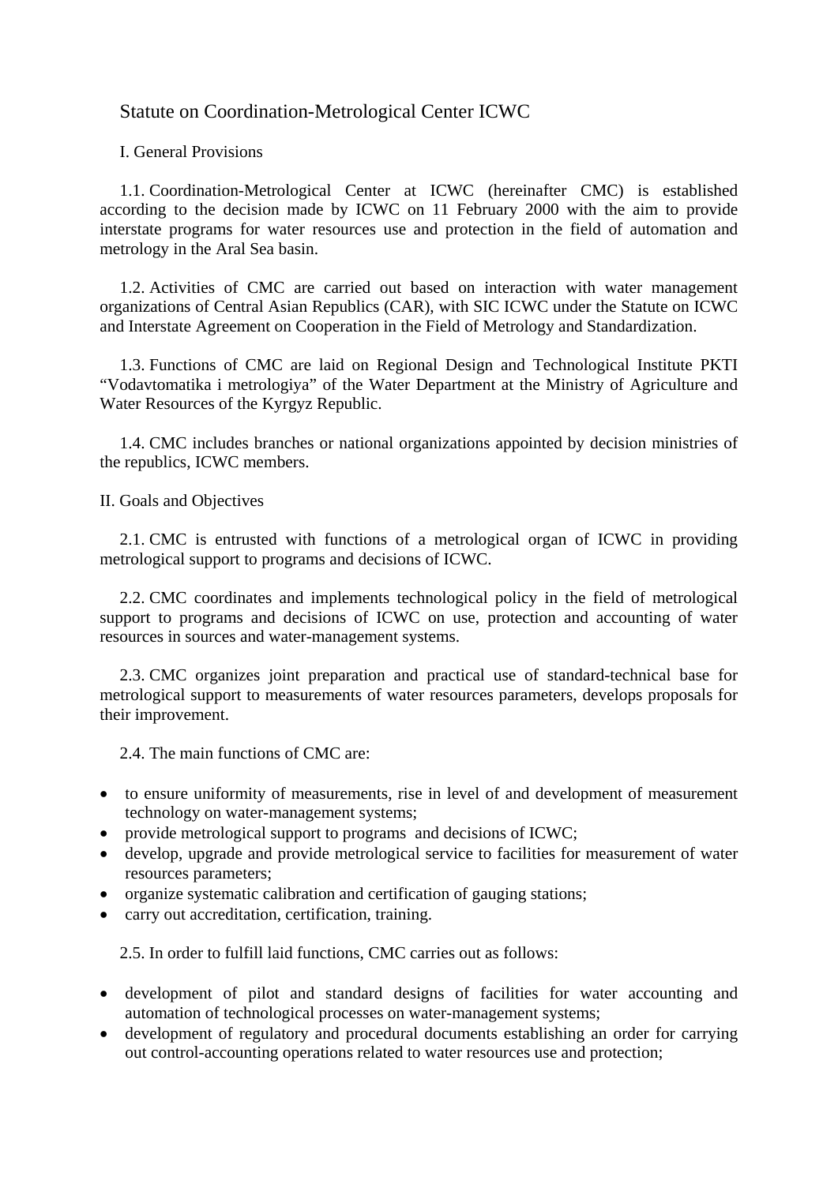# Statute on Coordination-Metrological Center ICWC

## I. General Provisions

1.1. Coordination-Metrological Center at ICWC (hereinafter CMC) is established according to the decision made by ICWC on 11 February 2000 with the aim to provide interstate programs for water resources use and protection in the field of automation and metrology in the Aral Sea basin.

1.2. Activities of CMC are carried out based on interaction with water management organizations of Central Asian Republics (CAR), with SIC ICWC under the Statute on ICWC and Interstate Agreement on Cooperation in the Field of Metrology and Standardization.

1.3. Functions of CMC are laid on Regional Design and Technological Institute PKTI "Vodavtomatika i metrologiya" of the Water Department at the Ministry of Agriculture and Water Resources of the Kyrgyz Republic.

1.4. CMC includes branches or national organizations appointed by decision ministries of the republics, ICWC members.

## II. Goals and Objectives

2.1. CMC is entrusted with functions of a metrological organ of ICWC in providing metrological support to programs and decisions of ICWC.

2.2. CMC coordinates and implements technological policy in the field of metrological support to programs and decisions of ICWC on use, protection and accounting of water resources in sources and water-management systems.

2.3. CMC organizes joint preparation and practical use of standard-technical base for metrological support to measurements of water resources parameters, develops proposals for their improvement.

2.4. The main functions of CMC are:

- to ensure uniformity of measurements, rise in level of and development of measurement technology on water-management systems;
- provide metrological support to programs and decisions of ICWC;
- develop, upgrade and provide metrological service to facilities for measurement of water resources parameters;
- organize systematic calibration and certification of gauging stations;
- carry out accreditation, certification, training.

2.5. In order to fulfill laid functions, CMC carries out as follows:

- development of pilot and standard designs of facilities for water accounting and automation of technological processes on water-management systems;
- development of regulatory and procedural documents establishing an order for carrying out control-accounting operations related to water resources use and protection;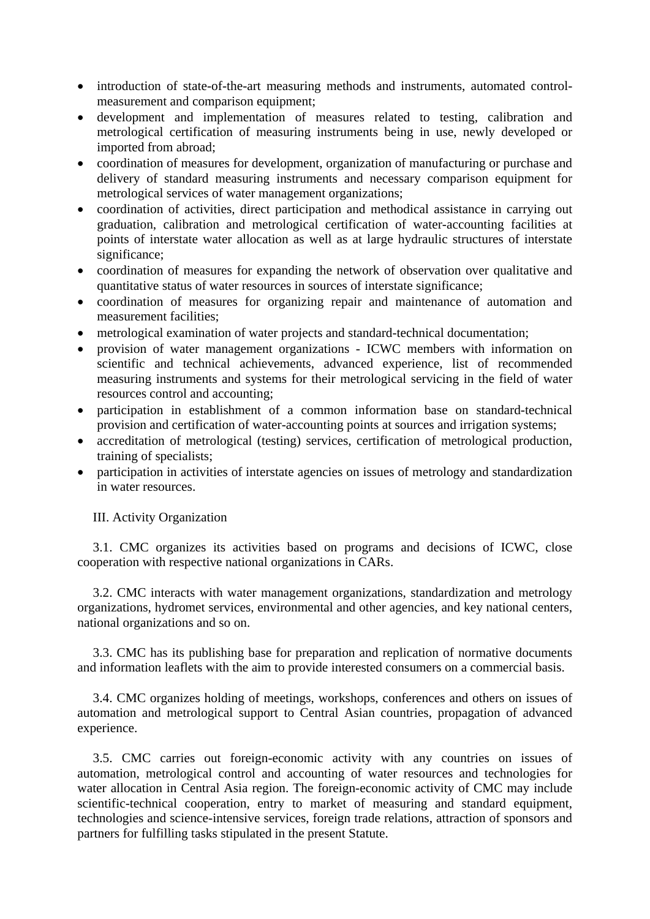- introduction of state-of-the-art measuring methods and instruments, automated control-measurement and comparison equipment;
- development and implementation of measures related to testing, calibration and metrological certification of measuring instruments being in use, newly developed or imported from abroad;
- coordination of measures for development, organization of manufacturing or purchase and delivery of standard measuring instruments and necessary comparison equipment for metrological services of water management organizations;
- coordination of activities, direct participation and methodical assistance in carrying out graduation, calibration and metrological certification of water-accounting facilities at points of interstate water allocation as well as at large hydraulic structures of interstate significance;
- coordination of measures for expanding the network of observation over qualitative and quantitative status of water resources in sources of interstate significance;
- coordination of measures for organizing repair and maintenance of automation and measurement facilities;
- metrological examination of water projects and standard-technical documentation;
- provision of water management organizations - ICWC members with information on scientific and technical achievements, advanced experience, list of recommended measuring instruments and systems for their metrological servicing in the field of water resources control and accounting;
- participation in establishment of a common information base on standard-technical provision and certification of water-accounting points at sources and irrigation systems;
- accreditation of metrological (testing) services, certification of metrological production, training of specialists;
- participation in activities of interstate agencies on issues of metrology and standardization in water resources.

## III. Activity Organization

3.1. CMC organizes its activities based on programs and decisions of ICWC, close cooperation with respective national organizations in CARs.

3.2. CMC interacts with water management organizations, standardization and metrology organizations, hydromet services, environmental and other agencies, and key national centers, national organizations and so on.

3.3. CMC has its publishing base for preparation and replication of normative documents and information leaflets with the aim to provide interested consumers on a commercial basis.

3.4. CMC organizes holding of meetings, workshops, conferences and others on issues of automation and metrological support to Central Asian countries, propagation of advanced experience.

3.5. CMC carries out foreign-economic activity with any countries on issues of automation, metrological control and accounting of water resources and technologies for water allocation in Central Asia region. The foreign-economic activity of CMC may include scientific-technical cooperation, entry to market of measuring and standard equipment, technologies and science-intensive services, foreign trade relations, attraction of sponsors and partners for fulfilling tasks stipulated in the present Statute.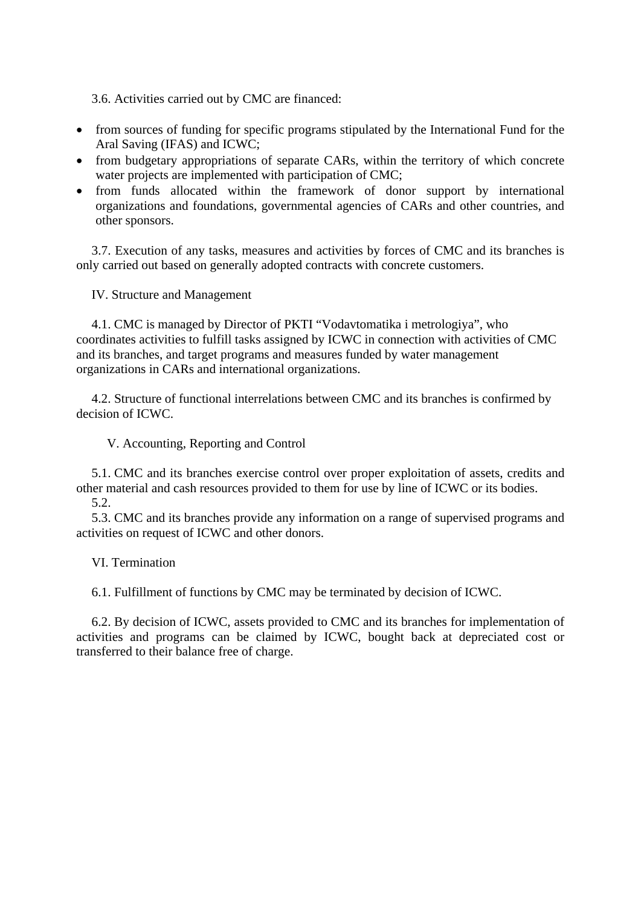3.6. Activities carried out by CMC are financed:

- from sources of funding for specific programs stipulated by the International Fund for the Aral Saving (IFAS) and ICWC;
- from budgetary appropriations of separate CARs, within the territory of which concrete water projects are implemented with participation of CMC;
- from funds allocated within the framework of donor support by international organizations and foundations, governmental agencies of CARs and other countries, and other sponsors.

3.7. Execution of any tasks, measures and activities by forces of CMC and its branches is only carried out based on generally adopted contracts with concrete customers.

## IV. Structure and Management

4.1. CMC is managed by Director of PKTI “Vodavtomatika i metrologiya”, who coordinates activities to fulfill tasks assigned by ICWC in connection with activities of CMC and its branches, and target programs and measures funded by water management organizations in CARs and international organizations.

4.2. Structure of functional interrelations between CMC and its branches is confirmed by decision of ICWC.

## V. Accounting, Reporting and Control

5.1. CMC and its branches exercise control over proper exploitation of assets, credits and other material and cash resources provided to them for use by line of ICWC or its bodies.

5.2.

5.3. CMC and its branches provide any information on a range of supervised programs and activities on request of ICWC and other donors.

## VI. Termination

6.1. Fulfillment of functions by CMC may be terminated by decision of ICWC.

6.2. By decision of ICWC, assets provided to CMC and its branches for implementation of activities and programs can be claimed by ICWC, bought back at depreciated cost or transferred to their balance free of charge.